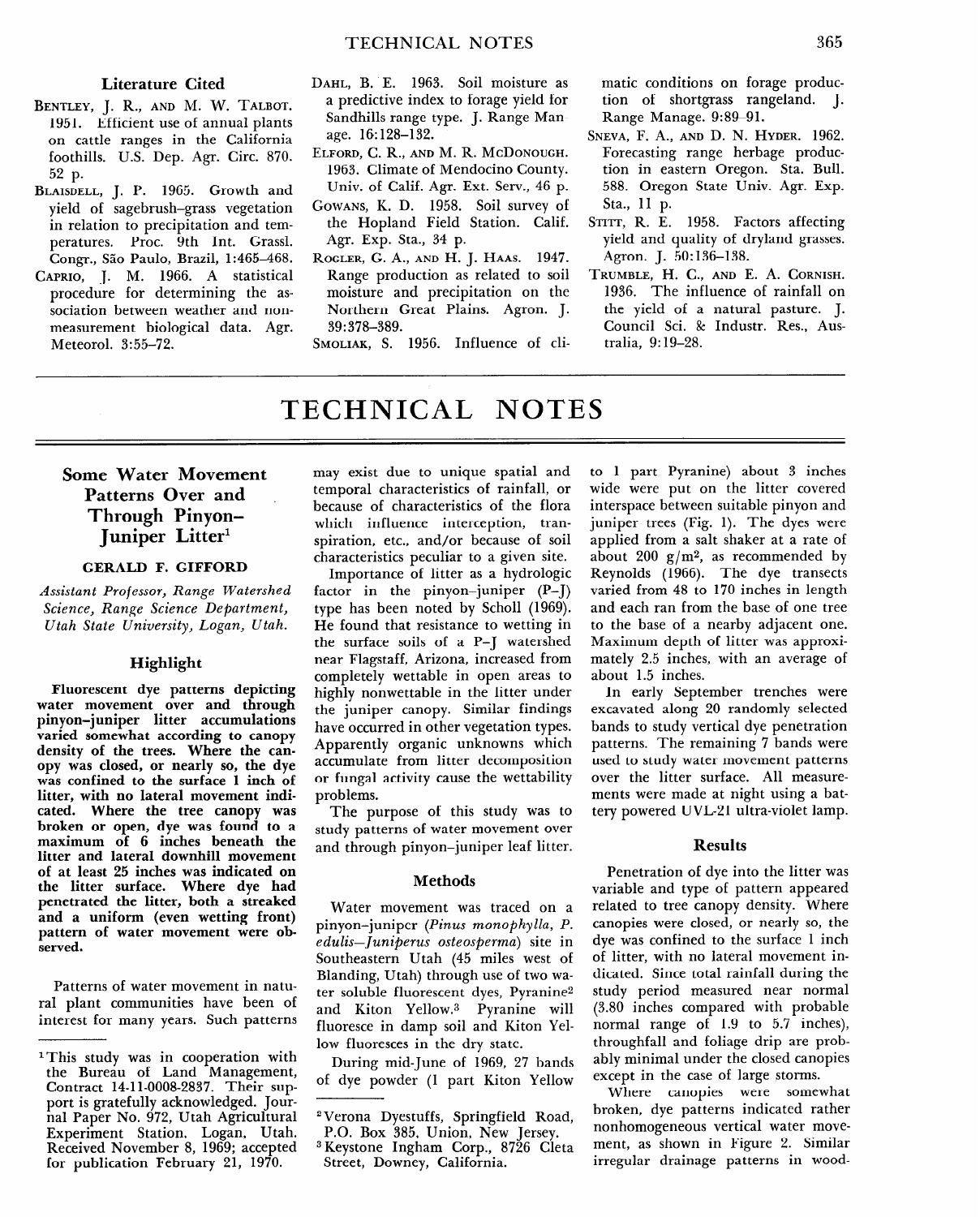## Literature Cited

BENTLEY, J. R., AND M. W. TALBOT. 1951. Efficient use of annual plants on cattle ranges in the California foothills. U.S. Dep. Agr. Circ. 870. 52 p.

BLAISDELL, J. P. 1965. Growth and yield of sagebrush-grass vegetation in relation to precipitation and temperatures. Proc. 9th Int. Grassl. Congr., São Paulo, Brazil, 1:465–468.

CAPRIO, J. M. 1966. A statistical procedure for determining the association between weather and nonmeasurement biological data. Agr. Meteorol. 3:55–72.

DAHL, B. E. 1963. Soil moisture as a predictive index to forage yield for Sandhills range type. J. Range Manage. 16:128–132.

ELFORD, C. R., AND M. R. MCDONOUGH. 1963. Climate of Mendocino County. Univ. of Calif. Agr. Ext. Serv., 46 p.

GOWANS, K. D. 1958. Soil survey of the Hopland Field Station. Calif. Agr. Exp. Sta., 34 p.

ROGLER, G. A., AND H. J. HAAS. 1947. Range production as related to soil moisture and precipitation on the Northern Great Plains. Agron. J. 39:378–389.

SMOLIAK, S. 1956. Influence of climatic conditions on forage production of shortgrass rangeland. J. Range Manage. 9:89–91.

SNEVA, F. A., AND D. N. HYDER. 1962. Forecasting range herbage production in eastern Oregon. Sta. Bull. 588. Oregon State Univ. Agr. Exp. Sta., 11 p.

STITT, R. E. 1958. Factors affecting yield and quality of dryland grasses. Agron. J. 50:136–138.

TRUMBLE, H. C., AND E. A. CORNISH. 1936. The influence of rainfall on the yield of a natural pasture. J. Council Sci. & Industr. Res., Australia, 9:19–28.

# TECHNICAL NOTES

## Some Water Movement Patterns Over and Through Pinyon–Juniper Litter[1]

**GERALD F. GIFFORD**

*Assistant Professor, Range Watershed Science, Range Science Department, Utah State University, Logan, Utah.*

### Highlight

**Fluorescent dye patterns depicting water movement over and through pinyon-juniper litter accumulations varied somewhat according to canopy density of the trees. Where the canopy was closed, or nearly so, the dye was confined to the surface 1 inch of litter, with no lateral movement indicated. Where the tree canopy was broken or open, dye was found to a maximum of 6 inches beneath the litter and lateral downhill movement of at least 25 inches was indicated on the litter surface. Where dye had penetrated the litter, both a streaked and a uniform (even wetting front) pattern of water movement were observed.**

Patterns of water movement in natural plant communities have been of interest for many years. Such patterns may exist due to unique spatial and temporal characteristics of rainfall, or because of characteristics of the flora which influence interception, transpiration, etc., and/or because of soil characteristics peculiar to a given site.

Importance of litter as a hydrologic factor in the pinyon-juniper (P–J) type has been noted by Scholl (1969). He found that resistance to wetting in the surface soils of a P–J watershed near Flagstaff, Arizona, increased from completely wettable in open areas to highly nonwettable in the litter under the juniper canopy. Similar findings have occurred in other vegetation types. Apparently organic unknowns which accumulate from litter decomposition or fungal activity cause the wettability problems.

The purpose of this study was to study patterns of water movement over and through pinyon-juniper leaf litter.

### Methods

Water movement was traced on a pinyon-juniper (*Pinus monophylla, P. edulis–Juniperus osteosperma*) site in Southeastern Utah (45 miles west of Blanding, Utah) through use of two water soluble fluorescent dyes, Pyranine[2] and Kiton Yellow.[3] Pyranine will fluoresce in damp soil and Kiton Yellow fluoresces in the dry state.

During mid-June of 1969, 27 bands of dye powder (1 part Kiton Yellow to 1 part Pyranine) about 3 inches wide were put on the litter covered interspace between suitable pinyon and juniper trees (Fig. 1). The dyes were applied from a salt shaker at a rate of about 200 g/m$^2$, as recommended by Reynolds (1966). The dye transects varied from 48 to 170 inches in length and each ran from the base of one tree to the base of a nearby adjacent one. Maximum depth of litter was approximately 2.5 inches, with an average of about 1.5 inches.

In early September trenches were excavated along 20 randomly selected bands to study vertical dye penetration patterns. The remaining 7 bands were used to study water movement patterns over the litter surface. All measurements were made at night using a battery powered UVL-21 ultra-violet lamp.

### Results

Penetration of dye into the litter was variable and type of pattern appeared related to tree canopy density. Where canopies were closed, or nearly so, the dye was confined to the surface 1 inch of litter, with no lateral movement indicated. Since total rainfall during the study period measured near normal (3.80 inches compared with probable normal range of 1.9 to 5.7 inches), throughfall and foliage drip are probably minimal under the closed canopies except in the case of large storms.

Where canopies were somewhat broken, dye patterns indicated rather nonhomogeneous vertical water movement, as shown in Figure 2. Similar irregular drainage patterns in wood-

---

[1] This study was in cooperation with the Bureau of Land Management, Contract 14-11-0008-2837. Their support is gratefully acknowledged. Journal Paper No. 972, Utah Agricultural Experiment Station, Logan, Utah. Received November 8, 1969; accepted for publication February 21, 1970.

[2] Verona Dyestuffs, Springfield Road, P.O. Box 385, Union, New Jersey.

[3] Keystone Ingham Corp., 8726 Cleta Street, Downey, California.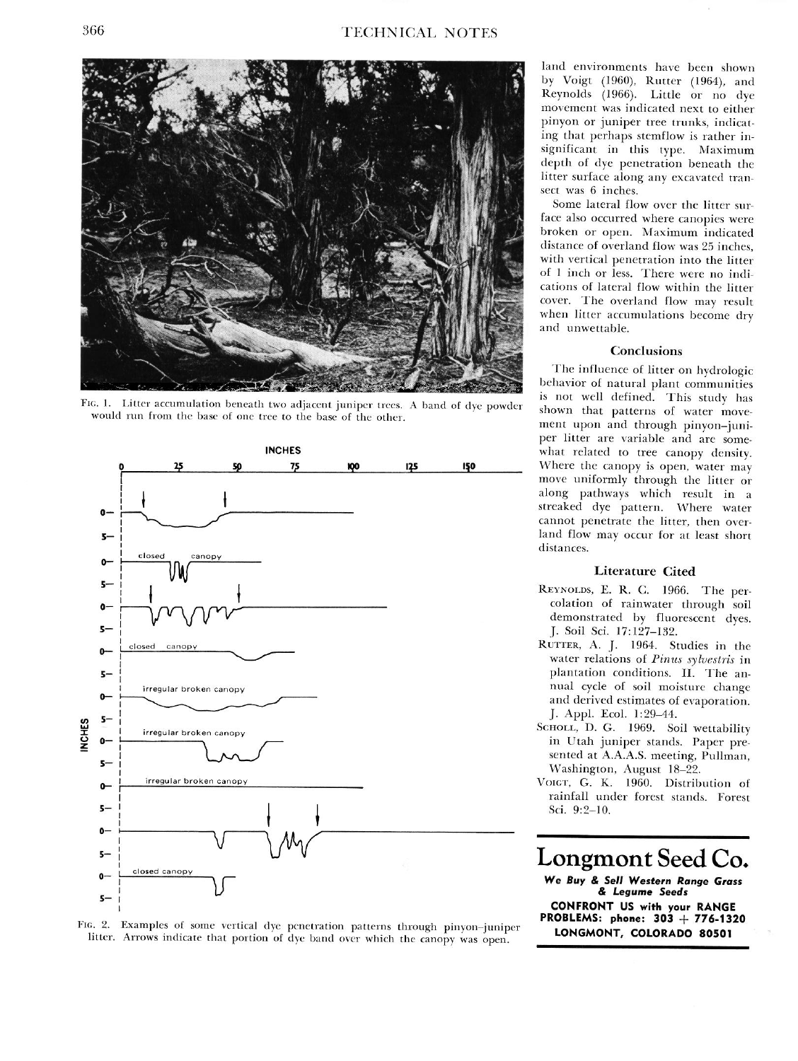land environments have been shown by Voigt (1960), Rutter (1964), and Reynolds (1966). Little or no dye movement was indicated next to either pinyon or juniper tree trunks, indicating that perhaps stemflow is rather insignificant in this type. Maximum depth of dye penetration beneath the litter surface along any excavated transect was 6 inches.

Some lateral flow over the litter surface also occurred where canopies were broken or open. Maximum indicated distance of overland flow was 25 inches, with vertical penetration into the litter of 1 inch or less. There were no indications of lateral flow within the litter cover. The overland flow may result when litter accumulations become dry and unwettable.

Fig. 1. Litter accumulation beneath two adjacent juniper trees. A band of dye powder would run from the base of one tree to the base of the other.

INCHES

0 25 50 75 100 125 150

INCHES

0— 5—

closed canopy

closed canopy

irregular broken canopy

irregular broken canopy

irregular broken canopy

closed canopy

Fig. 2. Examples of some vertical dye penetration patterns through pinyon–juniper litter. Arrows indicate that portion of dye band over which the canopy was open.

## Conclusions

The influence of litter on hydrologic behavior of natural plant communities is not well defined. This study has shown that patterns of water movement upon and through pinyon–juniper litter are variable and are somewhat related to tree canopy density. Where the canopy is open, water may move uniformly through the litter or along pathways which result in a streaked dye pattern. Where water cannot penetrate the litter, then overland flow may occur for at least short distances.

## Literature Cited

Reynolds, E. R. C. 1966. The percolation of rainwater through soil demonstrated by fluorescent dyes. J. Soil Sci. 17:127–132.

Rutter, A. J. 1964. Studies in the water relations of *Pinus sylvestris* in plantation conditions. II. The annual cycle of soil moisture change and derived estimates of evaporation. J. Appl. Ecol. 1:29–44.

Scholl, D. G. 1969. Soil wettability in Utah juniper stands. Paper presented at A.A.A.S. meeting, Pullman, Washington, August 18–22.

Voigt, G. K. 1960. Distribution of rainfall under forest stands. Forest Sci. 9:2–10.

**Longmont Seed Co.**

***We Buy & Sell Western Range Grass & Legume Seeds***

**CONFRONT US with your RANGE PROBLEMS: phone: 303 + 776-1320**

**LONGMONT, COLORADO 80501**